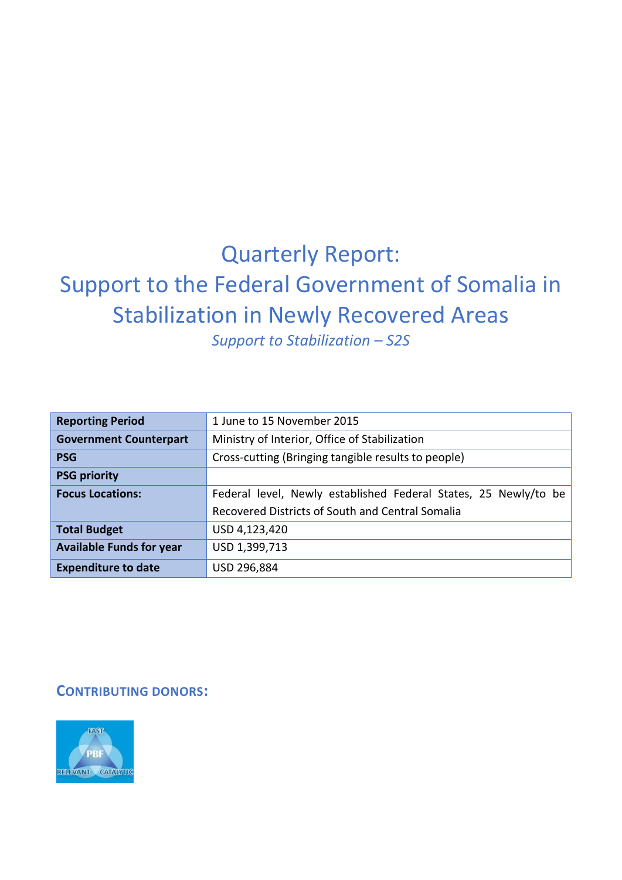# Quarterly Report:
# Support to the Federal Government of Somalia in Stabilization in Newly Recovered Areas

*Support to Stabilization – S2S*

| | |
|---|---|
| **Reporting Period** | 1 June to 15 November 2015 |
| **Government Counterpart** | Ministry of Interior, Office of Stabilization |
| **PSG** | Cross-cutting (Bringing tangible results to people) |
| **PSG priority** | |
| **Focus Locations:** | Federal level, Newly established Federal States, 25 Newly/to be Recovered Districts of South and Central Somalia |
| **Total Budget** | USD 4,123,420 |
| **Available Funds for year** | USD 1,399,713 |
| **Expenditure to date** | USD 296,884 |

## CONTRIBUTING DONORS:

PBF
FAST
RELEVANT
CATALYTIC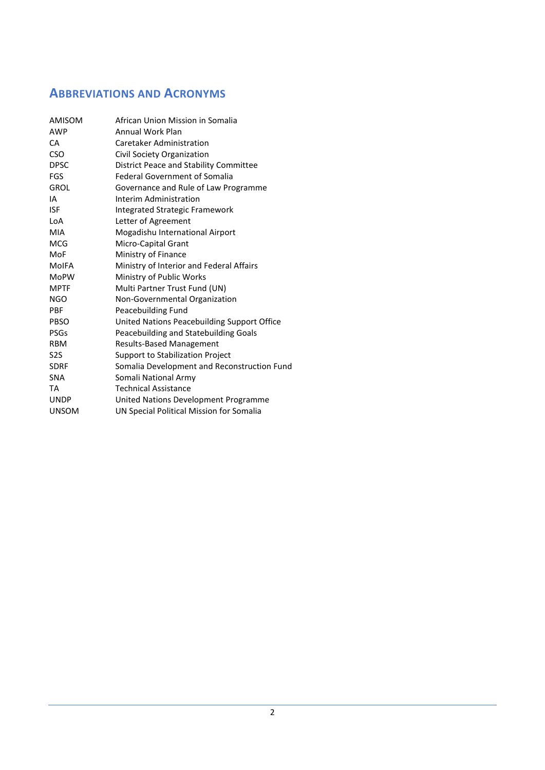## Abbreviations and Acronyms

| | |
|---|---|
| AMISOM | African Union Mission in Somalia |
| AWP | Annual Work Plan |
| CA | Caretaker Administration |
| CSO | Civil Society Organization |
| DPSC | District Peace and Stability Committee |
| FGS | Federal Government of Somalia |
| GROL | Governance and Rule of Law Programme |
| IA | Interim Administration |
| ISF | Integrated Strategic Framework |
| LoA | Letter of Agreement |
| MIA | Mogadishu International Airport |
| MCG | Micro-Capital Grant |
| MoF | Ministry of Finance |
| MoIFA | Ministry of Interior and Federal Affairs |
| MoPW | Ministry of Public Works |
| MPTF | Multi Partner Trust Fund (UN) |
| NGO | Non-Governmental Organization |
| PBF | Peacebuilding Fund |
| PBSO | United Nations Peacebuilding Support Office |
| PSGs | Peacebuilding and Statebuilding Goals |
| RBM | Results-Based Management |
| S2S | Support to Stabilization Project |
| SDRF | Somalia Development and Reconstruction Fund |
| SNA | Somali National Army |
| TA | Technical Assistance |
| UNDP | United Nations Development Programme |
| UNSOM | UN Special Political Mission for Somalia |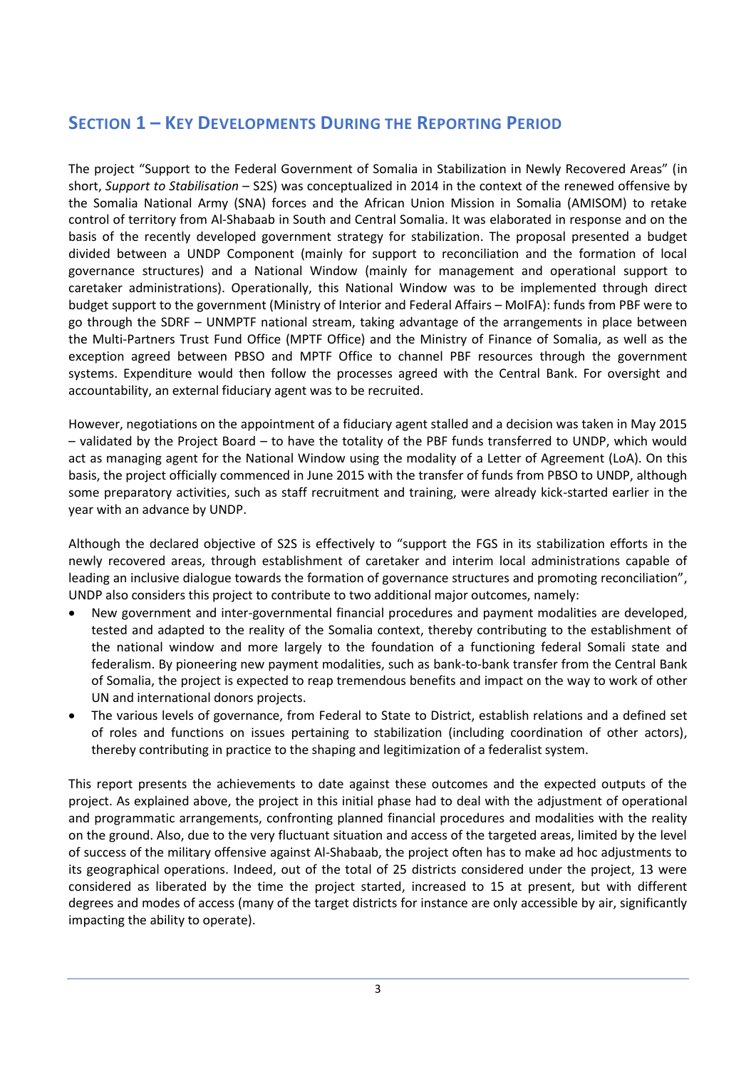## Section 1 – Key Developments During the Reporting Period

The project "Support to the Federal Government of Somalia in Stabilization in Newly Recovered Areas" (in short, *Support to Stabilisation* – S2S) was conceptualized in 2014 in the context of the renewed offensive by the Somalia National Army (SNA) forces and the African Union Mission in Somalia (AMISOM) to retake control of territory from Al-Shabaab in South and Central Somalia. It was elaborated in response and on the basis of the recently developed government strategy for stabilization. The proposal presented a budget divided between a UNDP Component (mainly for support to reconciliation and the formation of local governance structures) and a National Window (mainly for management and operational support to caretaker administrations). Operationally, this National Window was to be implemented through direct budget support to the government (Ministry of Interior and Federal Affairs – MoIFA): funds from PBF were to go through the SDRF – UNMPTF national stream, taking advantage of the arrangements in place between the Multi-Partners Trust Fund Office (MPTF Office) and the Ministry of Finance of Somalia, as well as the exception agreed between PBSO and MPTF Office to channel PBF resources through the government systems. Expenditure would then follow the processes agreed with the Central Bank. For oversight and accountability, an external fiduciary agent was to be recruited.

However, negotiations on the appointment of a fiduciary agent stalled and a decision was taken in May 2015 – validated by the Project Board – to have the totality of the PBF funds transferred to UNDP, which would act as managing agent for the National Window using the modality of a Letter of Agreement (LoA). On this basis, the project officially commenced in June 2015 with the transfer of funds from PBSO to UNDP, although some preparatory activities, such as staff recruitment and training, were already kick-started earlier in the year with an advance by UNDP.

Although the declared objective of S2S is effectively to "support the FGS in its stabilization efforts in the newly recovered areas, through establishment of caretaker and interim local administrations capable of leading an inclusive dialogue towards the formation of governance structures and promoting reconciliation", UNDP also considers this project to contribute to two additional major outcomes, namely:

- New government and inter-governmental financial procedures and payment modalities are developed, tested and adapted to the reality of the Somalia context, thereby contributing to the establishment of the national window and more largely to the foundation of a functioning federal Somali state and federalism. By pioneering new payment modalities, such as bank-to-bank transfer from the Central Bank of Somalia, the project is expected to reap tremendous benefits and impact on the way to work of other UN and international donors projects.
- The various levels of governance, from Federal to State to District, establish relations and a defined set of roles and functions on issues pertaining to stabilization (including coordination of other actors), thereby contributing in practice to the shaping and legitimization of a federalist system.

This report presents the achievements to date against these outcomes and the expected outputs of the project. As explained above, the project in this initial phase had to deal with the adjustment of operational and programmatic arrangements, confronting planned financial procedures and modalities with the reality on the ground. Also, due to the very fluctuant situation and access of the targeted areas, limited by the level of success of the military offensive against Al-Shabaab, the project often has to make ad hoc adjustments to its geographical operations. Indeed, out of the total of 25 districts considered under the project, 13 were considered as liberated by the time the project started, increased to 15 at present, but with different degrees and modes of access (many of the target districts for instance are only accessible by air, significantly impacting the ability to operate).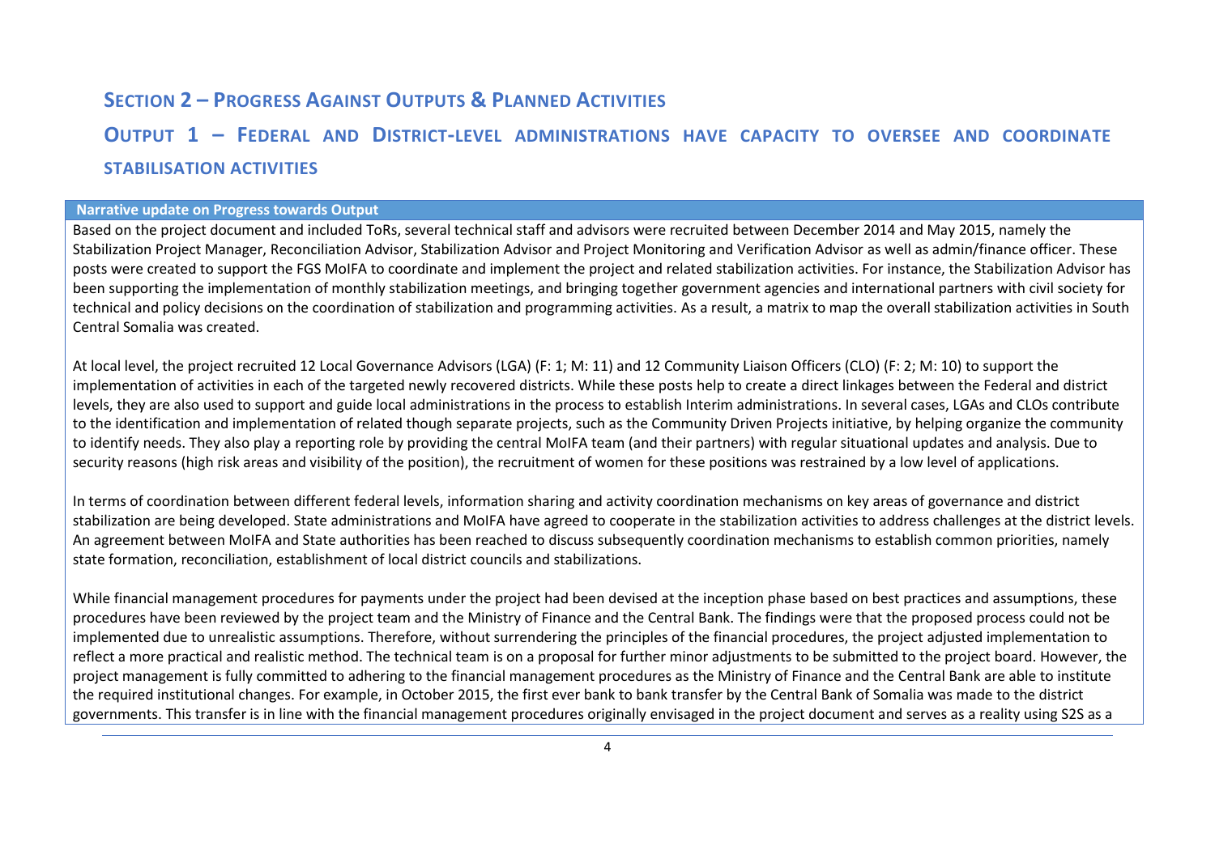## Section 2 – Progress Against Outputs & Planned Activities

## Output 1 – Federal and District-level administrations have capacity to oversee and coordinate stabilisation activities

**Narrative update on Progress towards Output**

Based on the project document and included ToRs, several technical staff and advisors were recruited between December 2014 and May 2015, namely the Stabilization Project Manager, Reconciliation Advisor, Stabilization Advisor and Project Monitoring and Verification Advisor as well as admin/finance officer. These posts were created to support the FGS MoIFA to coordinate and implement the project and related stabilization activities. For instance, the Stabilization Advisor has been supporting the implementation of monthly stabilization meetings, and bringing together government agencies and international partners with civil society for technical and policy decisions on the coordination of stabilization and programming activities. As a result, a matrix to map the overall stabilization activities in South Central Somalia was created.

At local level, the project recruited 12 Local Governance Advisors (LGA) (F: 1; M: 11) and 12 Community Liaison Officers (CLO) (F: 2; M: 10) to support the implementation of activities in each of the targeted newly recovered districts. While these posts help to create a direct linkages between the Federal and district levels, they are also used to support and guide local administrations in the process to establish Interim administrations. In several cases, LGAs and CLOs contribute to the identification and implementation of related though separate projects, such as the Community Driven Projects initiative, by helping organize the community to identify needs. They also play a reporting role by providing the central MoIFA team (and their partners) with regular situational updates and analysis. Due to security reasons (high risk areas and visibility of the position), the recruitment of women for these positions was restrained by a low level of applications.

In terms of coordination between different federal levels, information sharing and activity coordination mechanisms on key areas of governance and district stabilization are being developed. State administrations and MoIFA have agreed to cooperate in the stabilization activities to address challenges at the district levels. An agreement between MoIFA and State authorities has been reached to discuss subsequently coordination mechanisms to establish common priorities, namely state formation, reconciliation, establishment of local district councils and stabilizations.

While financial management procedures for payments under the project had been devised at the inception phase based on best practices and assumptions, these procedures have been reviewed by the project team and the Ministry of Finance and the Central Bank. The findings were that the proposed process could not be implemented due to unrealistic assumptions. Therefore, without surrendering the principles of the financial procedures, the project adjusted implementation to reflect a more practical and realistic method. The technical team is on a proposal for further minor adjustments to be submitted to the project board. However, the project management is fully committed to adhering to the financial management procedures as the Ministry of Finance and the Central Bank are able to institute the required institutional changes. For example, in October 2015, the first ever bank to bank transfer by the Central Bank of Somalia was made to the district governments. This transfer is in line with the financial management procedures originally envisaged in the project document and serves as a reality using S2S as a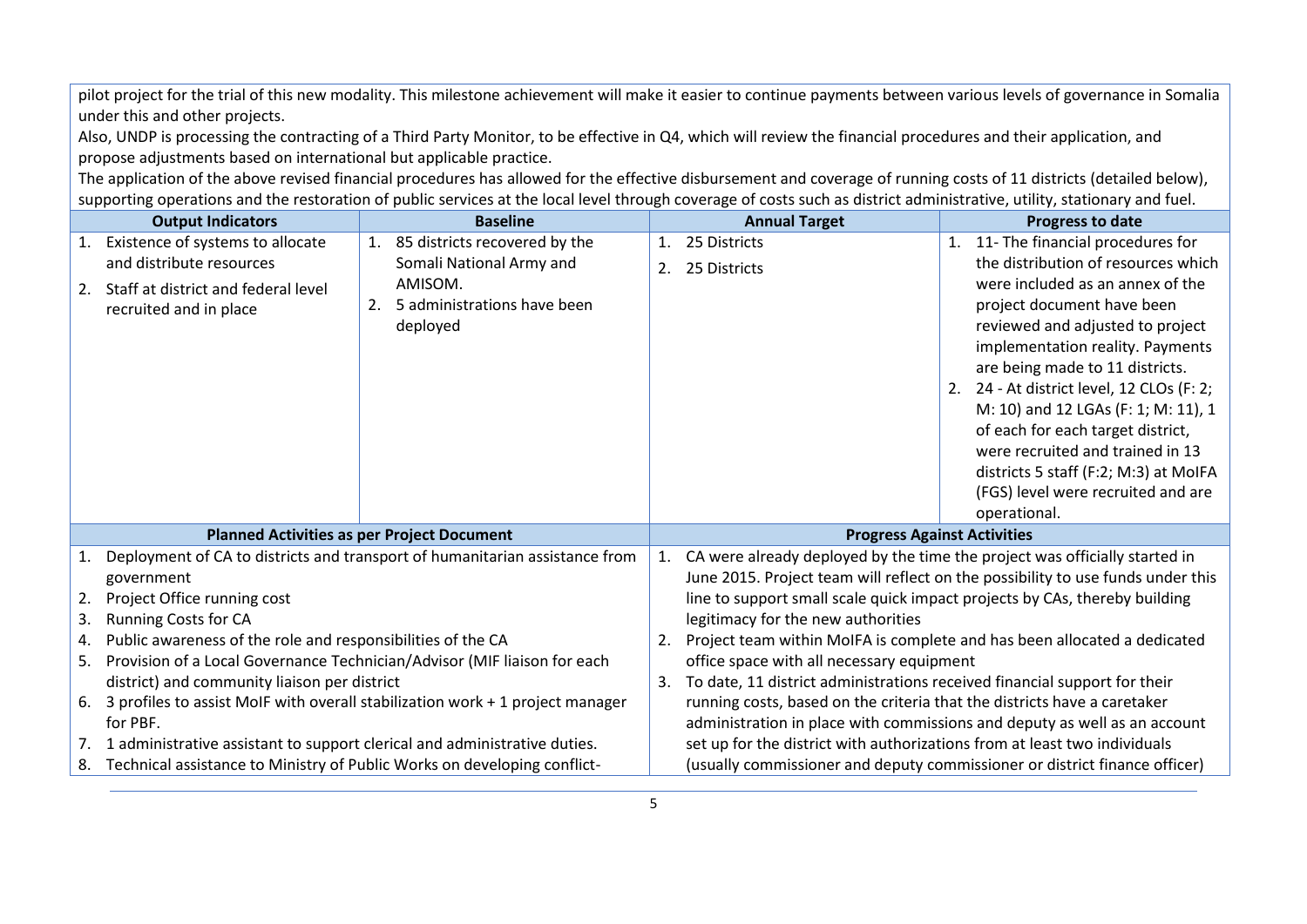pilot project for the trial of this new modality. This milestone achievement will make it easier to continue payments between various levels of governance in Somalia under this and other projects.

Also, UNDP is processing the contracting of a Third Party Monitor, to be effective in Q4, which will review the financial procedures and their application, and propose adjustments based on international but applicable practice.

The application of the above revised financial procedures has allowed for the effective disbursement and coverage of running costs of 11 districts (detailed below), supporting operations and the restoration of public services at the local level through coverage of costs such as district administrative, utility, stationary and fuel.

| Output Indicators | Baseline | Annual Target | Progress to date |
|---|---|---|---|
| 1. Existence of systems to allocate and distribute resources<br>2. Staff at district and federal level recruited and in place | 1. 85 districts recovered by the Somali National Army and AMISOM.<br>2. 5 administrations have been deployed | 1. 25 Districts<br>2. 25 Districts | 1. 11- The financial procedures for the distribution of resources which were included as an annex of the project document have been reviewed and adjusted to project implementation reality. Payments are being made to 11 districts.<br>2. 24 - At district level, 12 CLOs (F: 2; M: 10) and 12 LGAs (F: 1; M: 11), 1 of each for each target district, were recruited and trained in 13 districts 5 staff (F:2; M:3) at MoIFA (FGS) level were recruited and are operational. |

| Planned Activities as per Project Document | Progress Against Activities |
|---|---|
| 1. Deployment of CA to districts and transport of humanitarian assistance from government<br>2. Project Office running cost<br>3. Running Costs for CA<br>4. Public awareness of the role and responsibilities of the CA<br>5. Provision of a Local Governance Technician/Advisor (MIF liaison for each district) and community liaison per district<br>6. 3 profiles to assist MoIF with overall stabilization work + 1 project manager for PBF.<br>7. 1 administrative assistant to support clerical and administrative duties.<br>8. Technical assistance to Ministry of Public Works on developing conflict- | 1. CA were already deployed by the time the project was officially started in June 2015. Project team will reflect on the possibility to use funds under this line to support small scale quick impact projects by CAs, thereby building legitimacy for the new authorities<br>2. Project team within MoIFA is complete and has been allocated a dedicated office space with all necessary equipment<br>3. To date, 11 district administrations received financial support for their running costs, based on the criteria that the districts have a caretaker administration in place with commissions and deputy as well as an account set up for the district with authorizations from at least two individuals (usually commissioner and deputy commissioner or district finance officer) |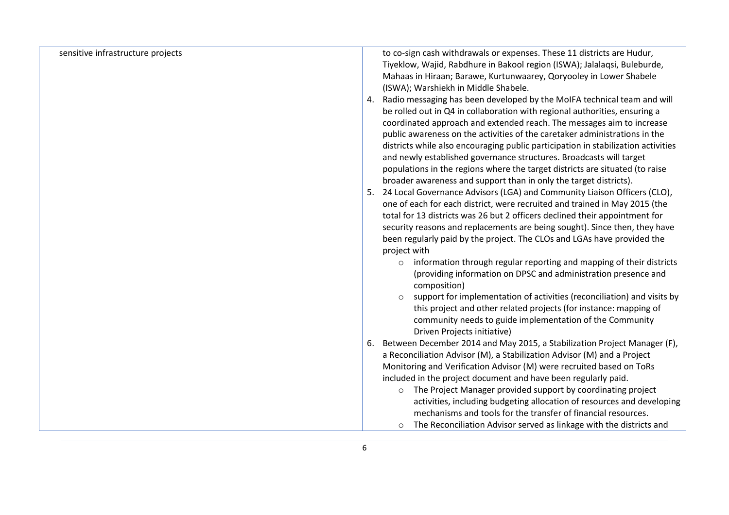| | |
|---|---|
| sensitive infrastructure projects | to co-sign cash withdrawals or expenses. These 11 districts are Hudur, Tiyeklow, Wajid, Rabdhure in Bakool region (ISWA); Jalalaqsi, Buleburde, Mahaas in Hiraan; Barawe, Kurtunwaarey, Qoryooley in Lower Shabele (ISWA); Warshiekh in Middle Shabele.<br>4. Radio messaging has been developed by the MoIFA technical team and will be rolled out in Q4 in collaboration with regional authorities, ensuring a coordinated approach and extended reach. The messages aim to increase public awareness on the activities of the caretaker administrations in the districts while also encouraging public participation in stabilization activities and newly established governance structures. Broadcasts will target populations in the regions where the target districts are situated (to raise broader awareness and support than in only the target districts).<br>5. 24 Local Governance Advisors (LGA) and Community Liaison Officers (CLO), one of each for each district, were recruited and trained in May 2015 (the total for 13 districts was 26 but 2 officers declined their appointment for security reasons and replacements are being sought). Since then, they have been regularly paid by the project. The CLOs and LGAs have provided the project with<br>◦ information through regular reporting and mapping of their districts (providing information on DPSC and administration presence and composition)<br>◦ support for implementation of activities (reconciliation) and visits by this project and other related projects (for instance: mapping of community needs to guide implementation of the Community Driven Projects initiative)<br>6. Between December 2014 and May 2015, a Stabilization Project Manager (F), a Reconciliation Advisor (M), a Stabilization Advisor (M) and a Project Monitoring and Verification Advisor (M) were recruited based on ToRs included in the project document and have been regularly paid.<br>◦ The Project Manager provided support by coordinating project activities, including budgeting allocation of resources and developing mechanisms and tools for the transfer of financial resources.<br>◦ The Reconciliation Advisor served as linkage with the districts and |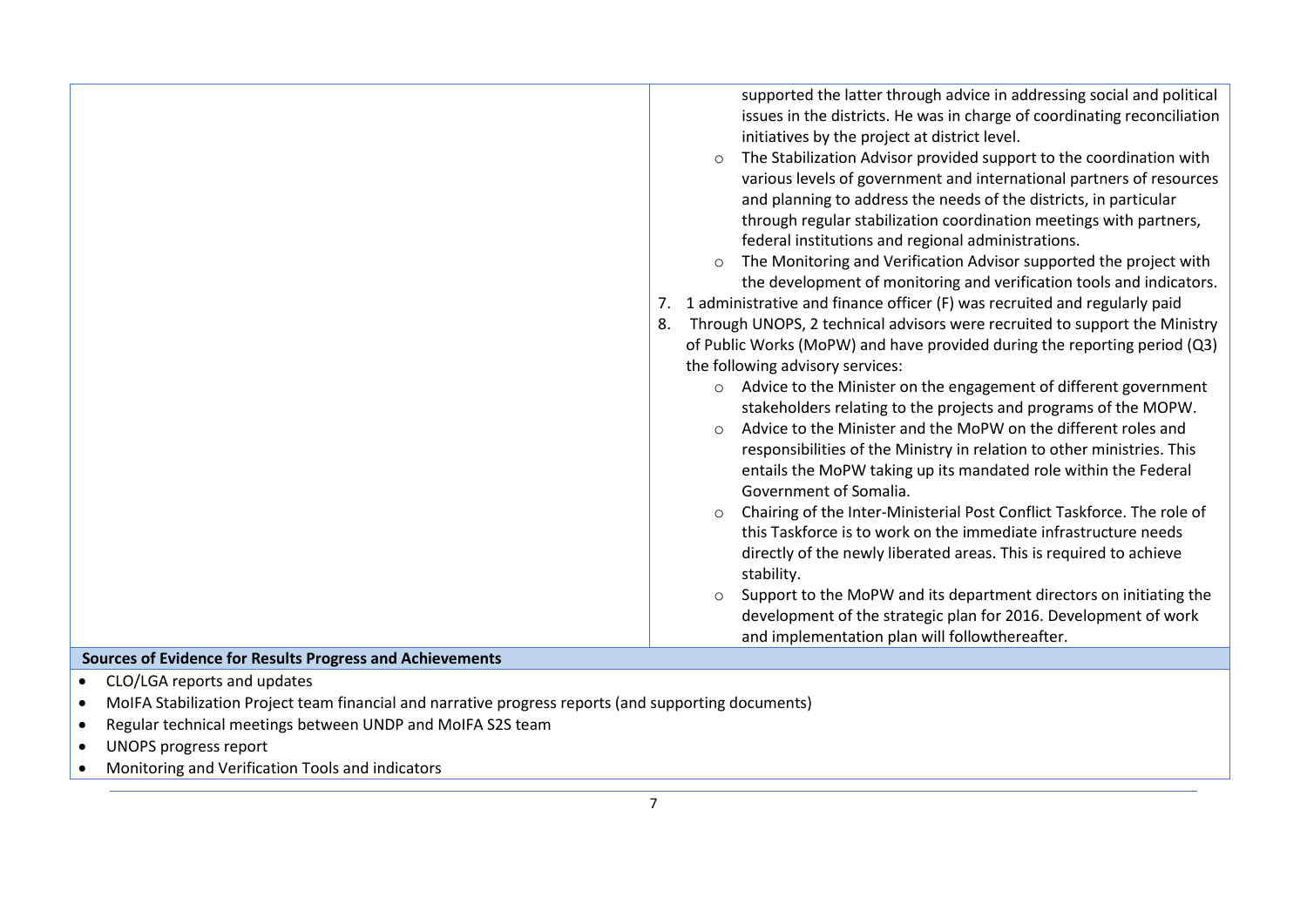| | |
|---|---|
| | supported the latter through advice in addressing social and political issues in the districts. He was in charge of coordinating reconciliation initiatives by the project at district level.<br>○ The Stabilization Advisor provided support to the coordination with various levels of government and international partners of resources and planning to address the needs of the districts, in particular through regular stabilization coordination meetings with partners, federal institutions and regional administrations.<br>○ The Monitoring and Verification Advisor supported the project with the development of monitoring and verification tools and indicators.<br>7. 1 administrative and finance officer (F) was recruited and regularly paid<br>8. Through UNOPS, 2 technical advisors were recruited to support the Ministry of Public Works (MoPW) and have provided during the reporting period (Q3) the following advisory services:<br>○ Advice to the Minister on the engagement of different government stakeholders relating to the projects and programs of the MOPW.<br>○ Advice to the Minister and the MoPW on the different roles and responsibilities of the Ministry in relation to other ministries. This entails the MoPW taking up its mandated role within the Federal Government of Somalia.<br>○ Chairing of the Inter-Ministerial Post Conflict Taskforce. The role of this Taskforce is to work on the immediate infrastructure needs directly of the newly liberated areas. This is required to achieve stability.<br>○ Support to the MoPW and its department directors on initiating the development of the strategic plan for 2016. Development of work and implementation plan will followthereafter. |
| **Sources of Evidence for Results Progress and Achievements** | |
| • CLO/LGA reports and updates<br>• MoIFA Stabilization Project team financial and narrative progress reports (and supporting documents)<br>• Regular technical meetings between UNDP and MoIFA S2S team<br>• UNOPS progress report<br>• Monitoring and Verification Tools and indicators | |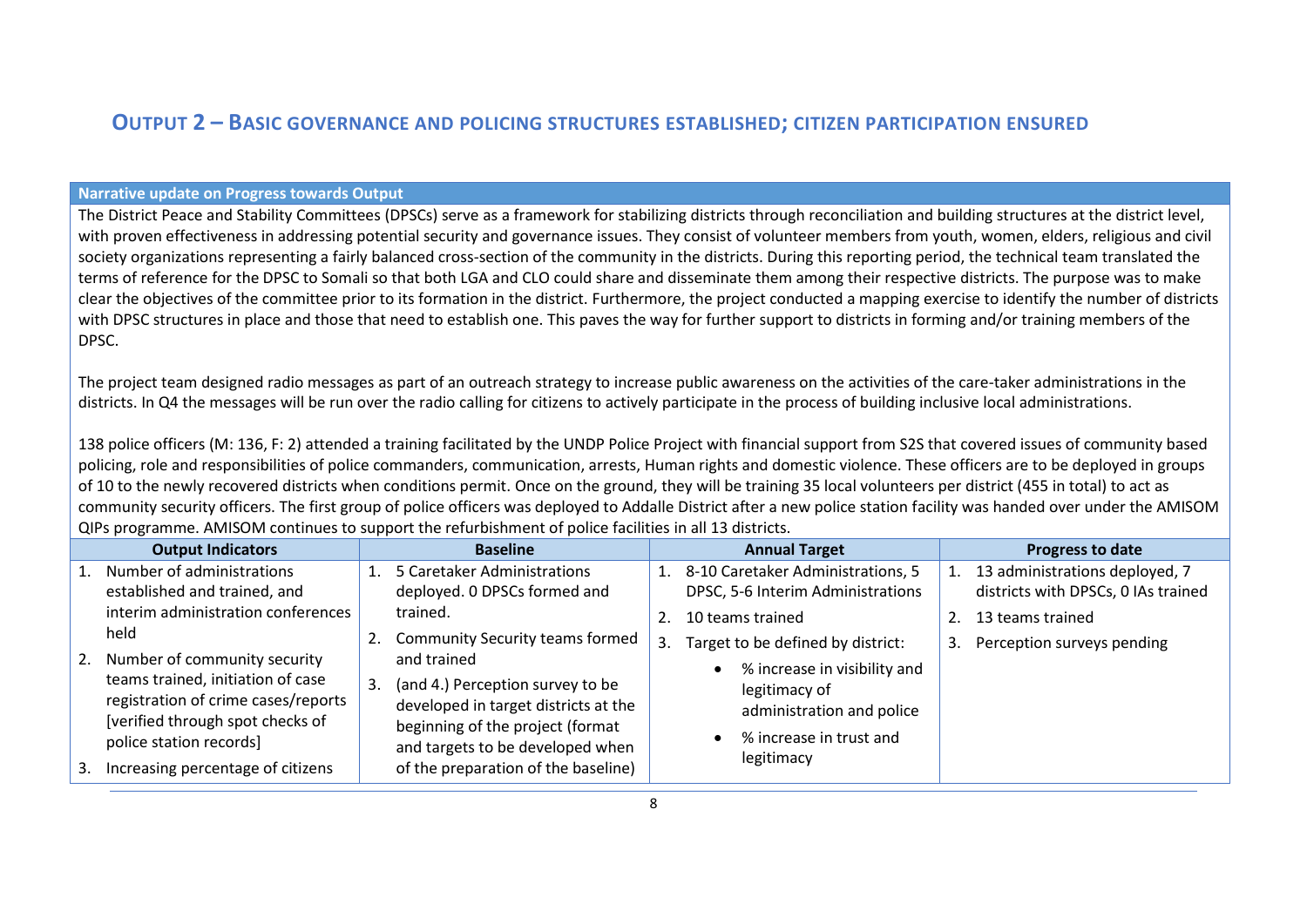## OUTPUT 2 – BASIC GOVERNANCE AND POLICING STRUCTURES ESTABLISHED; CITIZEN PARTICIPATION ENSURED

**Narrative update on Progress towards Output**

The District Peace and Stability Committees (DPSCs) serve as a framework for stabilizing districts through reconciliation and building structures at the district level, with proven effectiveness in addressing potential security and governance issues. They consist of volunteer members from youth, women, elders, religious and civil society organizations representing a fairly balanced cross-section of the community in the districts. During this reporting period, the technical team translated the terms of reference for the DPSC to Somali so that both LGA and CLO could share and disseminate them among their respective districts. The purpose was to make clear the objectives of the committee prior to its formation in the district. Furthermore, the project conducted a mapping exercise to identify the number of districts with DPSC structures in place and those that need to establish one. This paves the way for further support to districts in forming and/or training members of the DPSC.

The project team designed radio messages as part of an outreach strategy to increase public awareness on the activities of the care-taker administrations in the districts. In Q4 the messages will be run over the radio calling for citizens to actively participate in the process of building inclusive local administrations.

138 police officers (M: 136, F: 2) attended a training facilitated by the UNDP Police Project with financial support from S2S that covered issues of community based policing, role and responsibilities of police commanders, communication, arrests, Human rights and domestic violence. These officers are to be deployed in groups of 10 to the newly recovered districts when conditions permit. Once on the ground, they will be training 35 local volunteers per district (455 in total) to act as community security officers. The first group of police officers was deployed to Addalle District after a new police station facility was handed over under the AMISOM QIPs programme. AMISOM continues to support the refurbishment of police facilities in all 13 districts.

| Output Indicators | Baseline | Annual Target | Progress to date |
|---|---|---|---|
| 1. Number of administrations established and trained, and interim administration conferences held<br>2. Number of community security teams trained, initiation of case registration of crime cases/reports [verified through spot checks of police station records]<br>3. Increasing percentage of citizens | 1. 5 Caretaker Administrations deployed. 0 DPSCs formed and trained.<br>2. Community Security teams formed and trained<br>3. (and 4.) Perception survey to be developed in target districts at the beginning of the project (format and targets to be developed when of the preparation of the baseline) | 1. 8-10 Caretaker Administrations, 5 DPSC, 5-6 Interim Administrations<br>2. 10 teams trained<br>3. Target to be defined by district:<br>• % increase in visibility and legitimacy of administration and police<br>• % increase in trust and legitimacy | 1. 13 administrations deployed, 7 districts with DPSCs, 0 IAs trained<br>2. 13 teams trained<br>3. Perception surveys pending |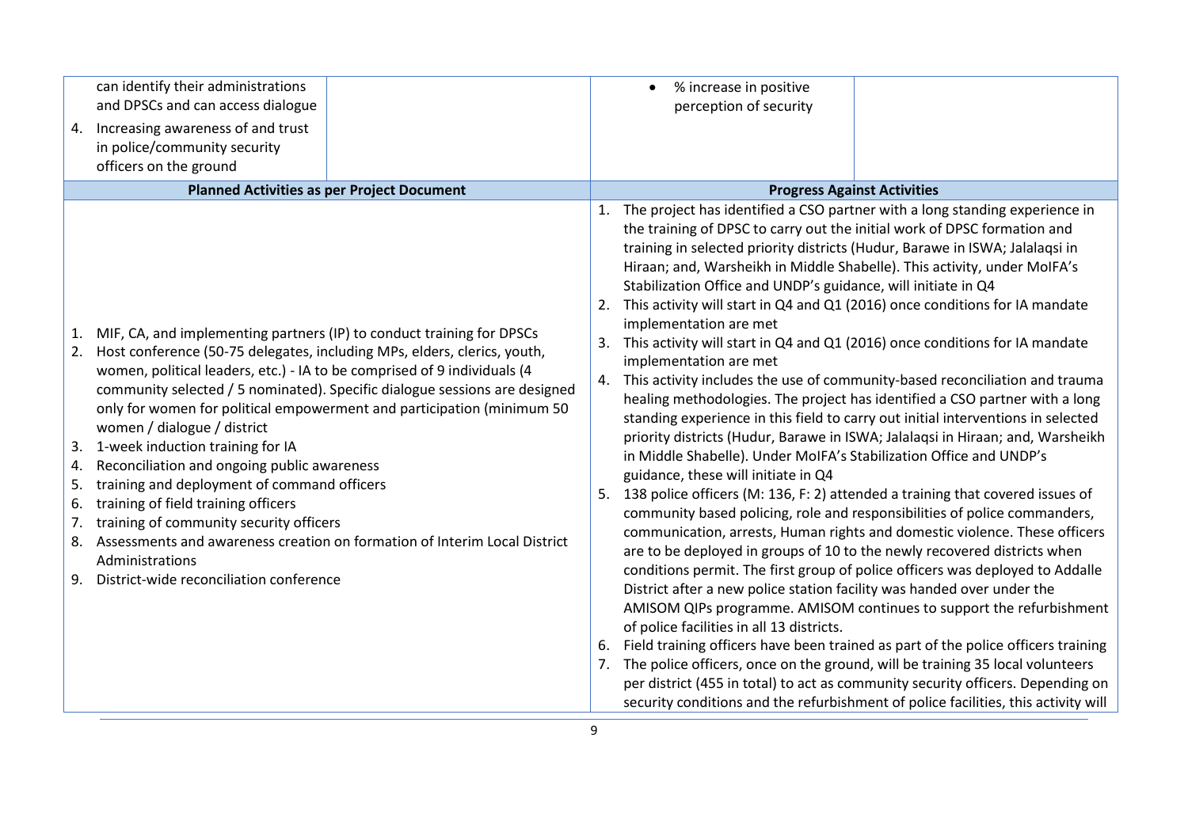| | | | |
|---|---|---|---|
| can identify their administrations and DPSCs and can access dialogue<br>4. Increasing awareness of and trust in police/community security officers on the ground | | • % increase in positive perception of security | |
| **Planned Activities as per Project Document** | | **Progress Against Activities** | |
| 1. MIF, CA, and implementing partners (IP) to conduct training for DPSCs<br>2. Host conference (50-75 delegates, including MPs, elders, clerics, youth, women, political leaders, etc.) - IA to be comprised of 9 individuals (4 community selected / 5 nominated). Specific dialogue sessions are designed only for women for political empowerment and participation (minimum 50 women / dialogue / district<br>3. 1-week induction training for IA<br>4. Reconciliation and ongoing public awareness<br>5. training and deployment of command officers<br>6. training of field training officers<br>7. training of community security officers<br>8. Assessments and awareness creation on formation of Interim Local District Administrations<br>9. District-wide reconciliation conference | | 1. The project has identified a CSO partner with a long standing experience in the training of DPSC to carry out the initial work of DPSC formation and training in selected priority districts (Hudur, Barawe in ISWA; Jalalaqsi in Hiraan; and, Warsheikh in Middle Shabelle). This activity, under MoIFA's Stabilization Office and UNDP's guidance, will initiate in Q4<br>2. This activity will start in Q4 and Q1 (2016) once conditions for IA mandate implementation are met<br>3. This activity will start in Q4 and Q1 (2016) once conditions for IA mandate implementation are met<br>4. This activity includes the use of community-based reconciliation and trauma healing methodologies. The project has identified a CSO partner with a long standing experience in this field to carry out initial interventions in selected priority districts (Hudur, Barawe in ISWA; Jalalaqsi in Hiraan; and, Warsheikh in Middle Shabelle). Under MoIFA's Stabilization Office and UNDP's guidance, these will initiate in Q4<br>5. 138 police officers (M: 136, F: 2) attended a training that covered issues of community based policing, role and responsibilities of police commanders, communication, arrests, Human rights and domestic violence. These officers are to be deployed in groups of 10 to the newly recovered districts when conditions permit. The first group of police officers was deployed to Addalle District after a new police station facility was handed over under the AMISOM QIPs programme. AMISOM continues to support the refurbishment of police facilities in all 13 districts.<br>6. Field training officers have been trained as part of the police officers training<br>7. The police officers, once on the ground, will be training 35 local volunteers per district (455 in total) to act as community security officers. Depending on security conditions and the refurbishment of police facilities, this activity will | |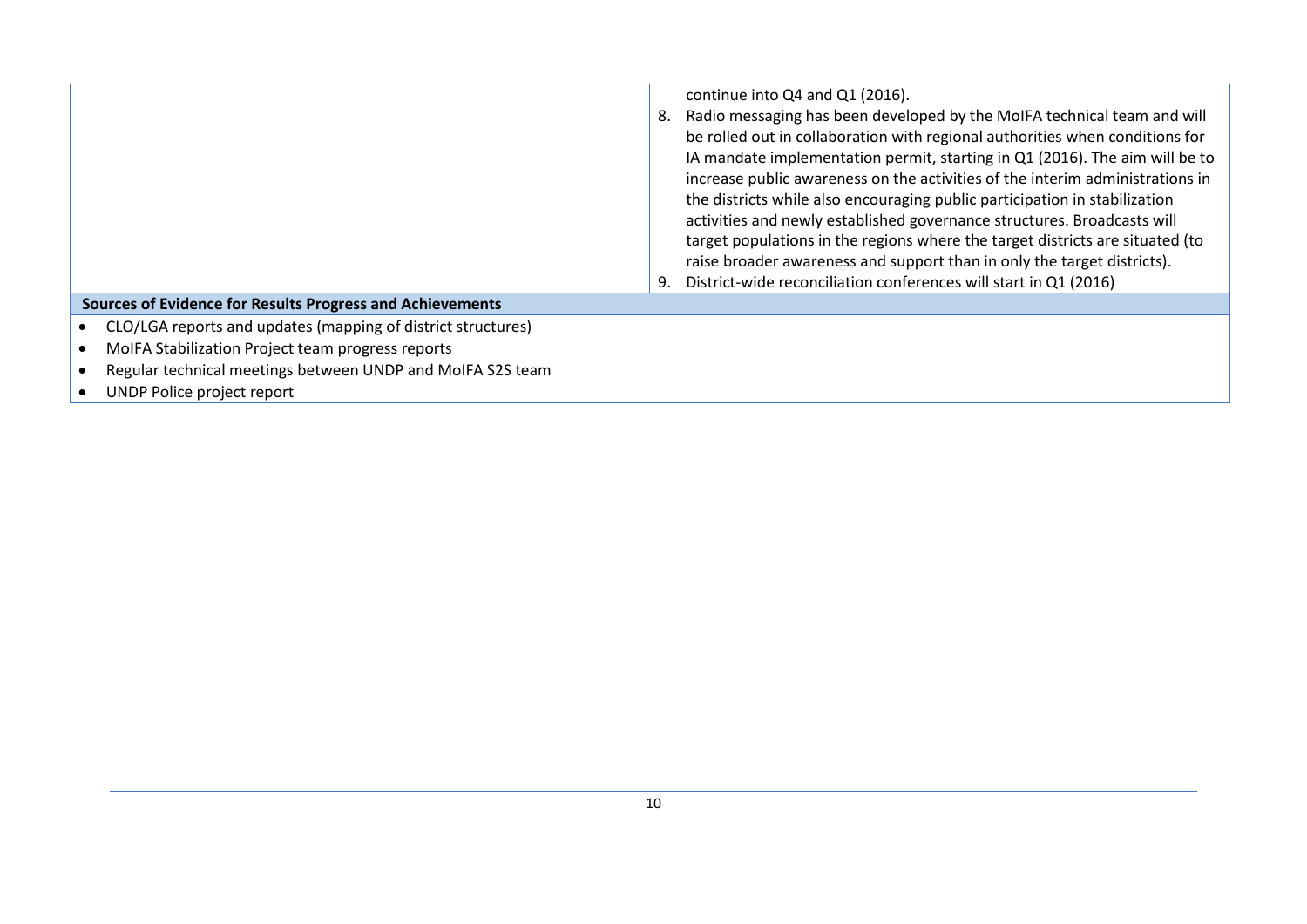| | |
|---|---|
| | continue into Q4 and Q1 (2016).<br>8. Radio messaging has been developed by the MoIFA technical team and will be rolled out in collaboration with regional authorities when conditions for IA mandate implementation permit, starting in Q1 (2016). The aim will be to increase public awareness on the activities of the interim administrations in the districts while also encouraging public participation in stabilization activities and newly established governance structures. Broadcasts will target populations in the regions where the target districts are situated (to raise broader awareness and support than in only the target districts).<br>9. District-wide reconciliation conferences will start in Q1 (2016) |

**Sources of Evidence for Results Progress and Achievements**

- CLO/LGA reports and updates (mapping of district structures)
- MoIFA Stabilization Project team progress reports
- Regular technical meetings between UNDP and MoIFA S2S team
- UNDP Police project report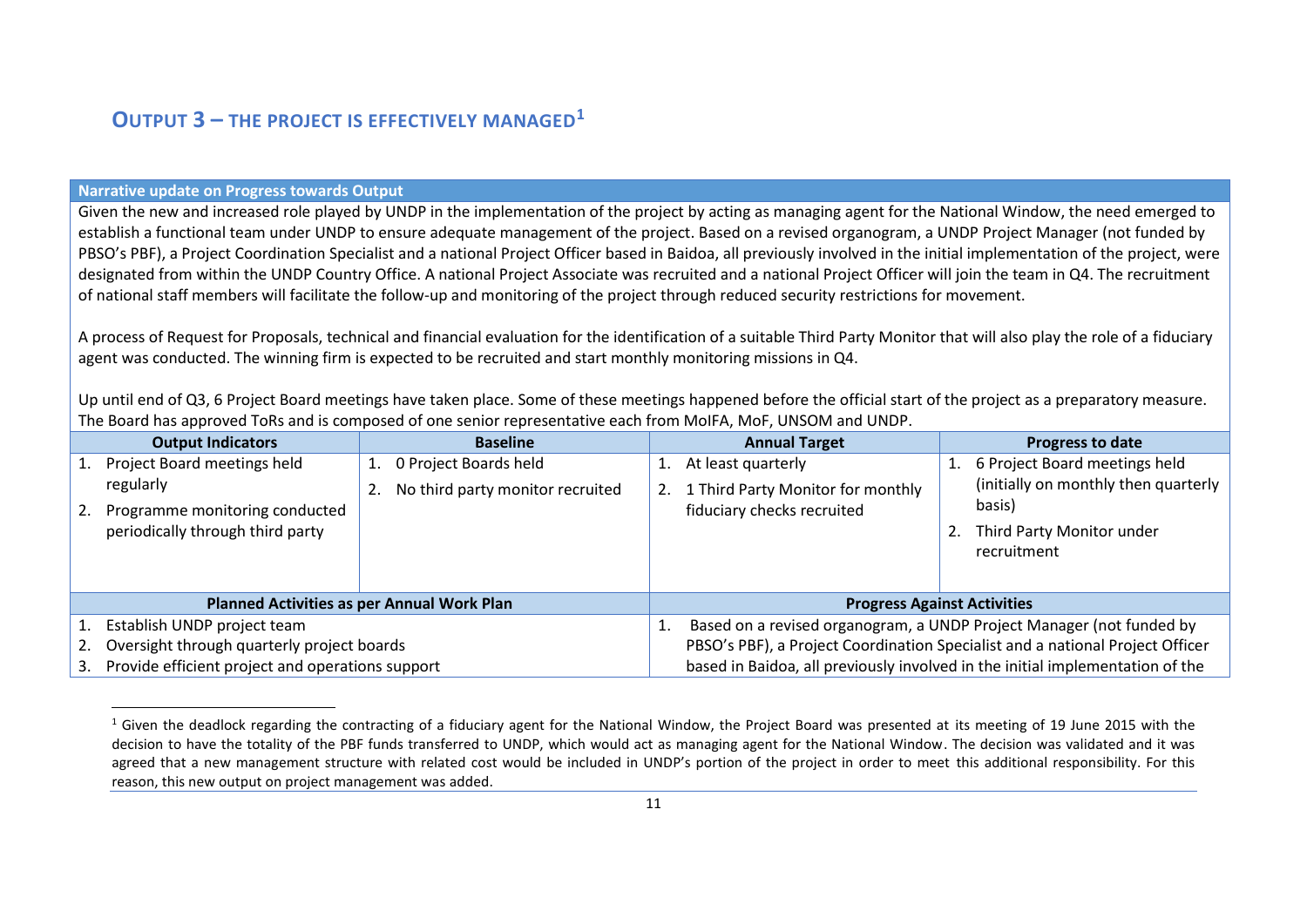## OUTPUT 3 – THE PROJECT IS EFFECTIVELY MANAGED[1]

**Narrative update on Progress towards Output**

Given the new and increased role played by UNDP in the implementation of the project by acting as managing agent for the National Window, the need emerged to establish a functional team under UNDP to ensure adequate management of the project. Based on a revised organogram, a UNDP Project Manager (not funded by PBSO's PBF), a Project Coordination Specialist and a national Project Officer based in Baidoa, all previously involved in the initial implementation of the project, were designated from within the UNDP Country Office. A national Project Associate was recruited and a national Project Officer will join the team in Q4. The recruitment of national staff members will facilitate the follow-up and monitoring of the project through reduced security restrictions for movement.

A process of Request for Proposals, technical and financial evaluation for the identification of a suitable Third Party Monitor that will also play the role of a fiduciary agent was conducted. The winning firm is expected to be recruited and start monthly monitoring missions in Q4.

Up until end of Q3, 6 Project Board meetings have taken place. Some of these meetings happened before the official start of the project as a preparatory measure. The Board has approved ToRs and is composed of one senior representative each from MoIFA, MoF, UNSOM and UNDP.

| Output Indicators | Baseline | Annual Target | Progress to date |
|---|---|---|---|
| 1. Project Board meetings held regularly<br>2. Programme monitoring conducted periodically through third party | 1. 0 Project Boards held<br>2. No third party monitor recruited | 1. At least quarterly<br>2. 1 Third Party Monitor for monthly fiduciary checks recruited | 1. 6 Project Board meetings held (initially on monthly then quarterly basis)<br>2. Third Party Monitor under recruitment |

| Planned Activities as per Annual Work Plan | Progress Against Activities |
|---|---|
| 1. Establish UNDP project team<br>2. Oversight through quarterly project boards<br>3. Provide efficient project and operations support | 1. Based on a revised organogram, a UNDP Project Manager (not funded by PBSO's PBF), a Project Coordination Specialist and a national Project Officer based in Baidoa, all previously involved in the initial implementation of the |

[1] Given the deadlock regarding the contracting of a fiduciary agent for the National Window, the Project Board was presented at its meeting of 19 June 2015 with the decision to have the totality of the PBF funds transferred to UNDP, which would act as managing agent for the National Window. The decision was validated and it was agreed that a new management structure with related cost would be included in UNDP's portion of the project in order to meet this additional responsibility. For this reason, this new output on project management was added.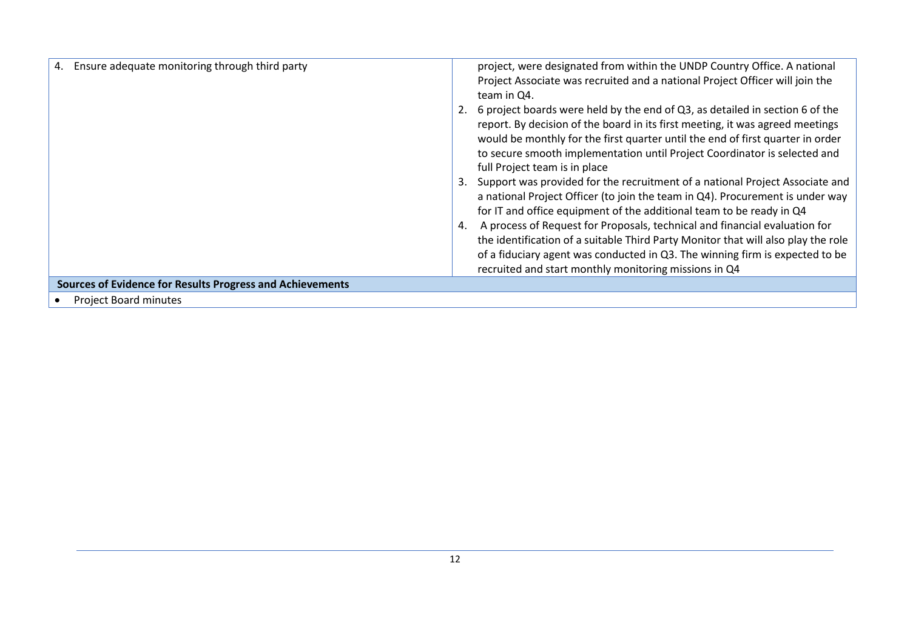| 4. Ensure adequate monitoring through third party | project, were designated from within the UNDP Country Office. A national Project Associate was recruited and a national Project Officer will join the team in Q4.<br>2. 6 project boards were held by the end of Q3, as detailed in section 6 of the report. By decision of the board in its first meeting, it was agreed meetings would be monthly for the first quarter until the end of first quarter in order to secure smooth implementation until Project Coordinator is selected and full Project team is in place<br>3. Support was provided for the recruitment of a national Project Associate and a national Project Officer (to join the team in Q4). Procurement is under way for IT and office equipment of the additional team to be ready in Q4<br>4. A process of Request for Proposals, technical and financial evaluation for the identification of a suitable Third Party Monitor that will also play the role of a fiduciary agent was conducted in Q3. The winning firm is expected to be recruited and start monthly monitoring missions in Q4 |
|---|---|
| **Sources of Evidence for Results Progress and Achievements** | |
| • Project Board minutes | |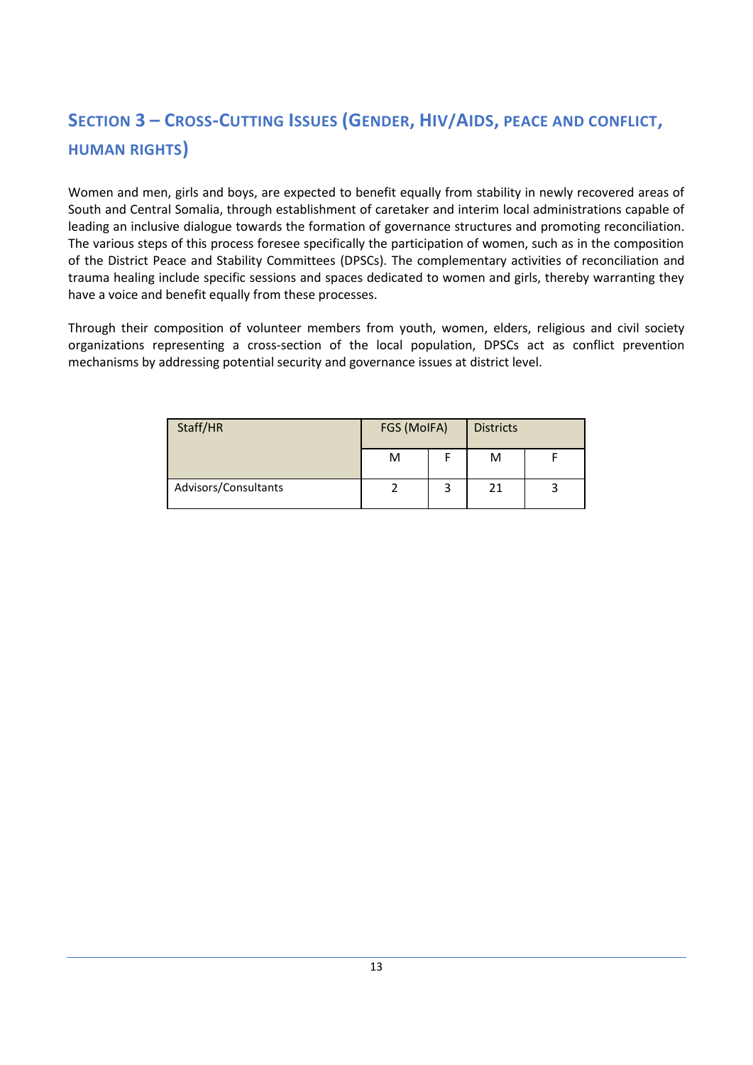## SECTION 3 – CROSS-CUTTING ISSUES (GENDER, HIV/AIDS, PEACE AND CONFLICT, HUMAN RIGHTS)

Women and men, girls and boys, are expected to benefit equally from stability in newly recovered areas of South and Central Somalia, through establishment of caretaker and interim local administrations capable of leading an inclusive dialogue towards the formation of governance structures and promoting reconciliation. The various steps of this process foresee specifically the participation of women, such as in the composition of the District Peace and Stability Committees (DPSCs). The complementary activities of reconciliation and trauma healing include specific sessions and spaces dedicated to women and girls, thereby warranting they have a voice and benefit equally from these processes.

Through their composition of volunteer members from youth, women, elders, religious and civil society organizations representing a cross-section of the local population, DPSCs act as conflict prevention mechanisms by addressing potential security and governance issues at district level.

| Staff/HR | FGS (MoIFA) | | Districts | |
|---|---|---|---|---|
| | M | F | M | F |
| Advisors/Consultants | 2 | 3 | 21 | 3 |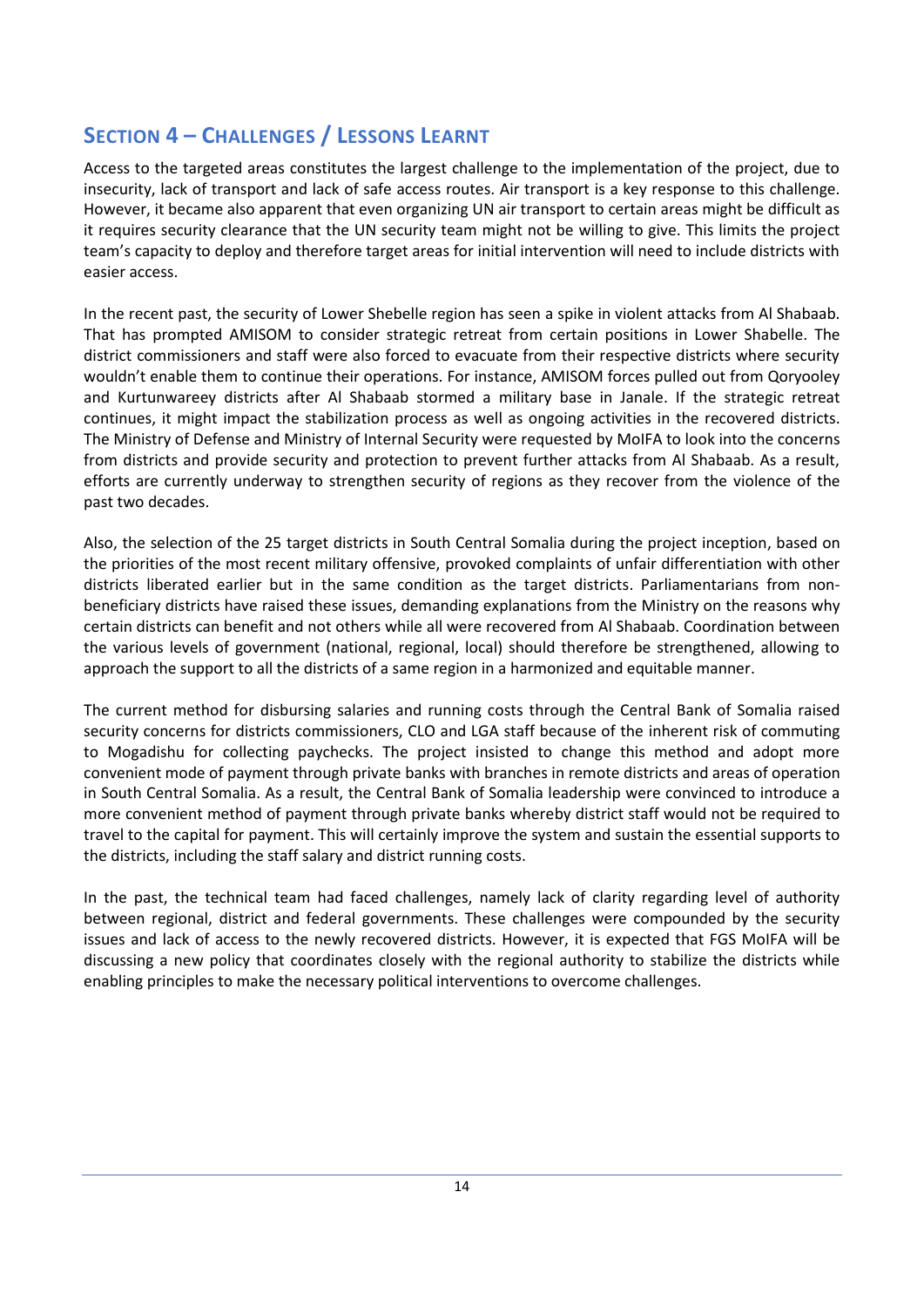## Section 4 – Challenges / Lessons Learnt

Access to the targeted areas constitutes the largest challenge to the implementation of the project, due to insecurity, lack of transport and lack of safe access routes. Air transport is a key response to this challenge. However, it became also apparent that even organizing UN air transport to certain areas might be difficult as it requires security clearance that the UN security team might not be willing to give. This limits the project team's capacity to deploy and therefore target areas for initial intervention will need to include districts with easier access.

In the recent past, the security of Lower Shebelle region has seen a spike in violent attacks from Al Shabaab. That has prompted AMISOM to consider strategic retreat from certain positions in Lower Shabelle. The district commissioners and staff were also forced to evacuate from their respective districts where security wouldn't enable them to continue their operations. For instance, AMISOM forces pulled out from Qoryooley and Kurtunwareey districts after Al Shabaab stormed a military base in Janale. If the strategic retreat continues, it might impact the stabilization process as well as ongoing activities in the recovered districts. The Ministry of Defense and Ministry of Internal Security were requested by MoIFA to look into the concerns from districts and provide security and protection to prevent further attacks from Al Shabaab. As a result, efforts are currently underway to strengthen security of regions as they recover from the violence of the past two decades.

Also, the selection of the 25 target districts in South Central Somalia during the project inception, based on the priorities of the most recent military offensive, provoked complaints of unfair differentiation with other districts liberated earlier but in the same condition as the target districts. Parliamentarians from non-beneficiary districts have raised these issues, demanding explanations from the Ministry on the reasons why certain districts can benefit and not others while all were recovered from Al Shabaab. Coordination between the various levels of government (national, regional, local) should therefore be strengthened, allowing to approach the support to all the districts of a same region in a harmonized and equitable manner.

The current method for disbursing salaries and running costs through the Central Bank of Somalia raised security concerns for districts commissioners, CLO and LGA staff because of the inherent risk of commuting to Mogadishu for collecting paychecks. The project insisted to change this method and adopt more convenient mode of payment through private banks with branches in remote districts and areas of operation in South Central Somalia. As a result, the Central Bank of Somalia leadership were convinced to introduce a more convenient method of payment through private banks whereby district staff would not be required to travel to the capital for payment. This will certainly improve the system and sustain the essential supports to the districts, including the staff salary and district running costs.

In the past, the technical team had faced challenges, namely lack of clarity regarding level of authority between regional, district and federal governments. These challenges were compounded by the security issues and lack of access to the newly recovered districts. However, it is expected that FGS MoIFA will be discussing a new policy that coordinates closely with the regional authority to stabilize the districts while enabling principles to make the necessary political interventions to overcome challenges.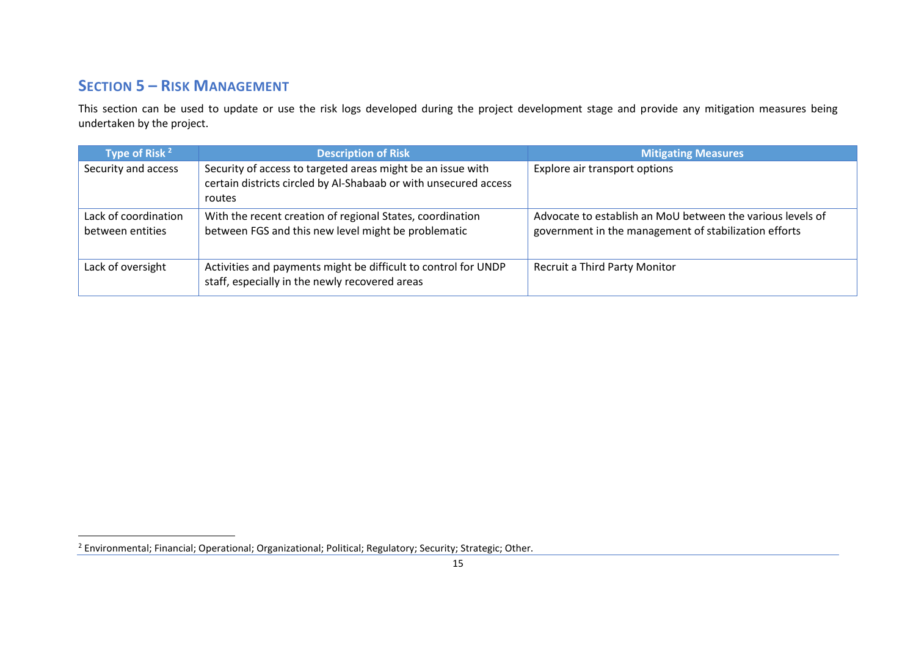## SECTION 5 – RISK MANAGEMENT

This section can be used to update or use the risk logs developed during the project development stage and provide any mitigation measures being undertaken by the project.

| Type of Risk [2] | Description of Risk | Mitigating Measures |
|---|---|---|
| Security and access | Security of access to targeted areas might be an issue with certain districts circled by Al-Shabaab or with unsecured access routes | Explore air transport options |
| Lack of coordination between entities | With the recent creation of regional States, coordination between FGS and this new level might be problematic | Advocate to establish an MoU between the various levels of government in the management of stabilization efforts |
| Lack of oversight | Activities and payments might be difficult to control for UNDP staff, especially in the newly recovered areas | Recruit a Third Party Monitor |

[2] Environmental; Financial; Operational; Organizational; Political; Regulatory; Security; Strategic; Other.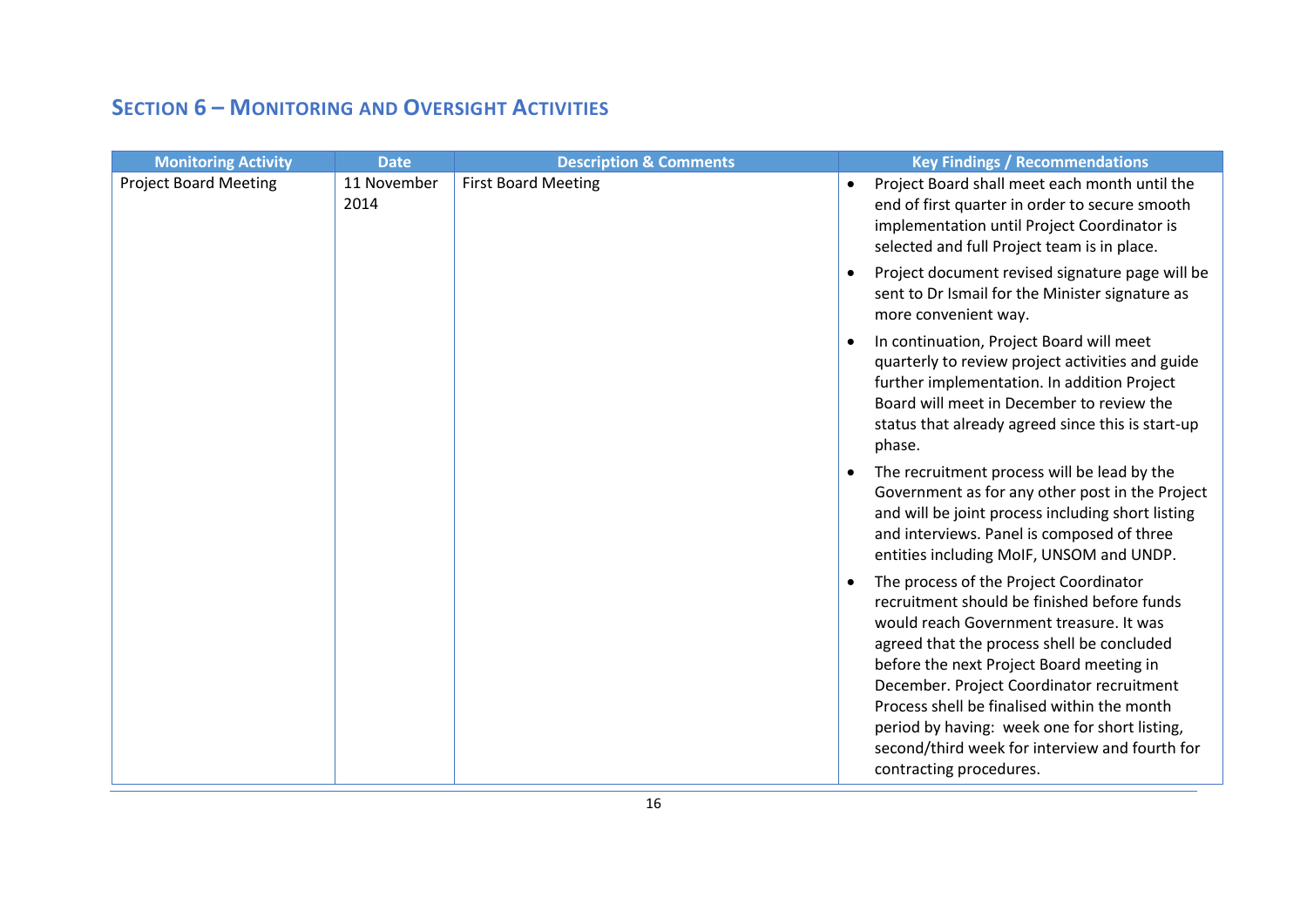## SECTION 6 – MONITORING AND OVERSIGHT ACTIVITIES

| Monitoring Activity | Date | Description & Comments | Key Findings / Recommendations |
|---|---|---|---|
| Project Board Meeting | 11 November 2014 | First Board Meeting | • Project Board shall meet each month until the end of first quarter in order to secure smooth implementation until Project Coordinator is selected and full Project team is in place.<br>• Project document revised signature page will be sent to Dr Ismail for the Minister signature as more convenient way.<br>• In continuation, Project Board will meet quarterly to review project activities and guide further implementation. In addition Project Board will meet in December to review the status that already agreed since this is start-up phase.<br>• The recruitment process will be lead by the Government as for any other post in the Project and will be joint process including short listing and interviews. Panel is composed of three entities including MoIF, UNSOM and UNDP.<br>• The process of the Project Coordinator recruitment should be finished before funds would reach Government treasure. It was agreed that the process shell be concluded before the next Project Board meeting in December. Project Coordinator recruitment Process shell be finalised within the month period by having: week one for short listing, second/third week for interview and fourth for contracting procedures. |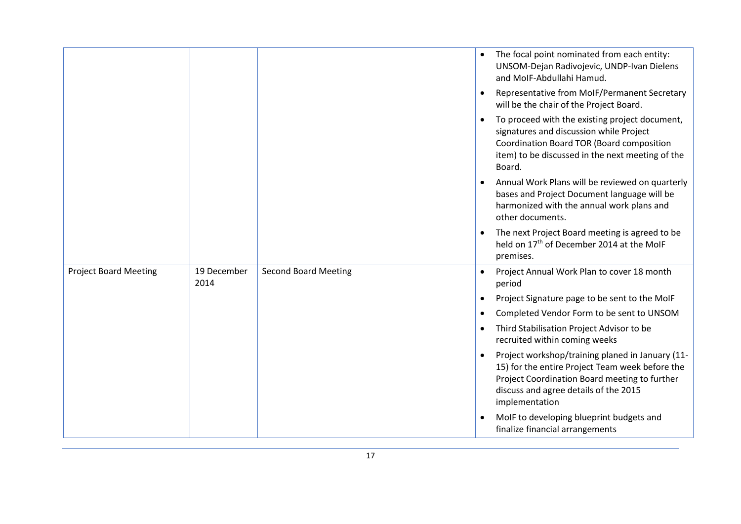| | | | |
|---|---|---|---|
| | | | • The focal point nominated from each entity: UNSOM-Dejan Radivojevic, UNDP-Ivan Dielens and MoIF-Abdullahi Hamud.<br>• Representative from MoIF/Permanent Secretary will be the chair of the Project Board.<br>• To proceed with the existing project document, signatures and discussion while Project Coordination Board TOR (Board composition item) to be discussed in the next meeting of the Board.<br>• Annual Work Plans will be reviewed on quarterly bases and Project Document language will be harmonized with the annual work plans and other documents.<br>• The next Project Board meeting is agreed to be held on 17th of December 2014 at the MoIF premises. |
| Project Board Meeting | 19 December 2014 | Second Board Meeting | • Project Annual Work Plan to cover 18 month period<br>• Project Signature page to be sent to the MoIF<br>• Completed Vendor Form to be sent to UNSOM<br>• Third Stabilisation Project Advisor to be recruited within coming weeks<br>• Project workshop/training planed in January (11-15) for the entire Project Team week before the Project Coordination Board meeting to further discuss and agree details of the 2015 implementation<br>• MoIF to developing blueprint budgets and finalize financial arrangements |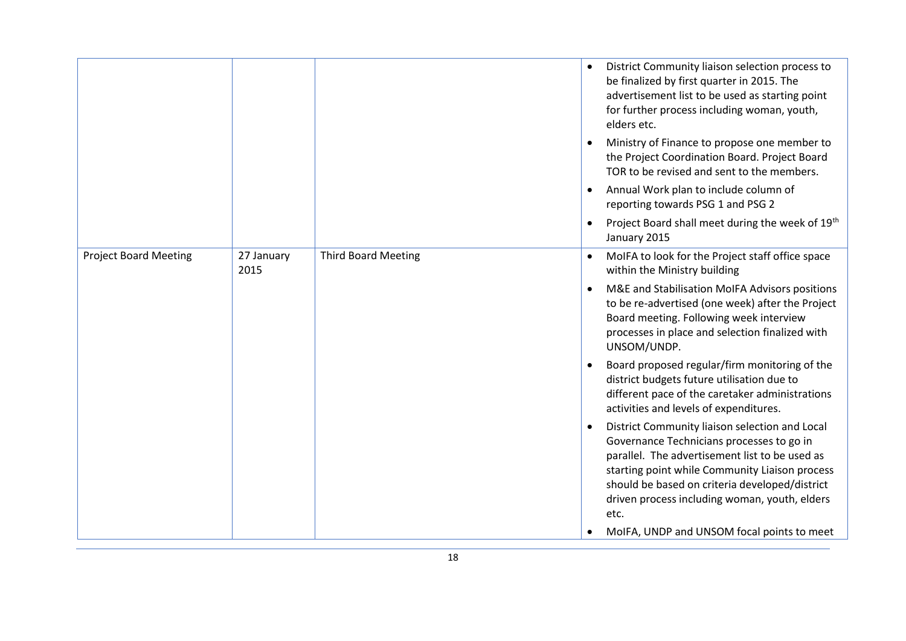| | | | |
|---|---|---|---|
| | | | • District Community liaison selection process to be finalized by first quarter in 2015. The advertisement list to be used as starting point for further process including woman, youth, elders etc.<br>• Ministry of Finance to propose one member to the Project Coordination Board. Project Board TOR to be revised and sent to the members.<br>• Annual Work plan to include column of reporting towards PSG 1 and PSG 2<br>• Project Board shall meet during the week of 19th January 2015 |
| Project Board Meeting | 27 January 2015 | Third Board Meeting | • MoIFA to look for the Project staff office space within the Ministry building<br>• M&E and Stabilisation MoIFA Advisors positions to be re-advertised (one week) after the Project Board meeting. Following week interview processes in place and selection finalized with UNSOM/UNDP.<br>• Board proposed regular/firm monitoring of the district budgets future utilisation due to different pace of the caretaker administrations activities and levels of expenditures.<br>• District Community liaison selection and Local Governance Technicians processes to go in parallel. The advertisement list to be used as starting point while Community Liaison process should be based on criteria developed/district driven process including woman, youth, elders etc.<br>• MoIFA, UNDP and UNSOM focal points to meet |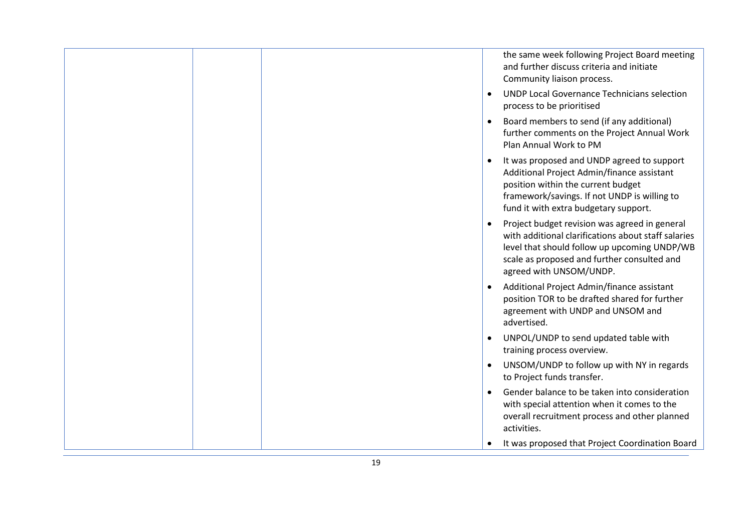| | | | |
|---|---|---|---|
| | | | the same week following Project Board meeting and further discuss criteria and initiate Community liaison process.<br>• UNDP Local Governance Technicians selection process to be prioritised<br>• Board members to send (if any additional) further comments on the Project Annual Work Plan Annual Work to PM<br>• It was proposed and UNDP agreed to support Additional Project Admin/finance assistant position within the current budget framework/savings. If not UNDP is willing to fund it with extra budgetary support.<br>• Project budget revision was agreed in general with additional clarifications about staff salaries level that should follow up upcoming UNDP/WB scale as proposed and further consulted and agreed with UNSOM/UNDP.<br>• Additional Project Admin/finance assistant position TOR to be drafted shared for further agreement with UNDP and UNSOM and advertised.<br>• UNPOL/UNDP to send updated table with training process overview.<br>• UNSOM/UNDP to follow up with NY in regards to Project funds transfer.<br>• Gender balance to be taken into consideration with special attention when it comes to the overall recruitment process and other planned activities.<br>• It was proposed that Project Coordination Board |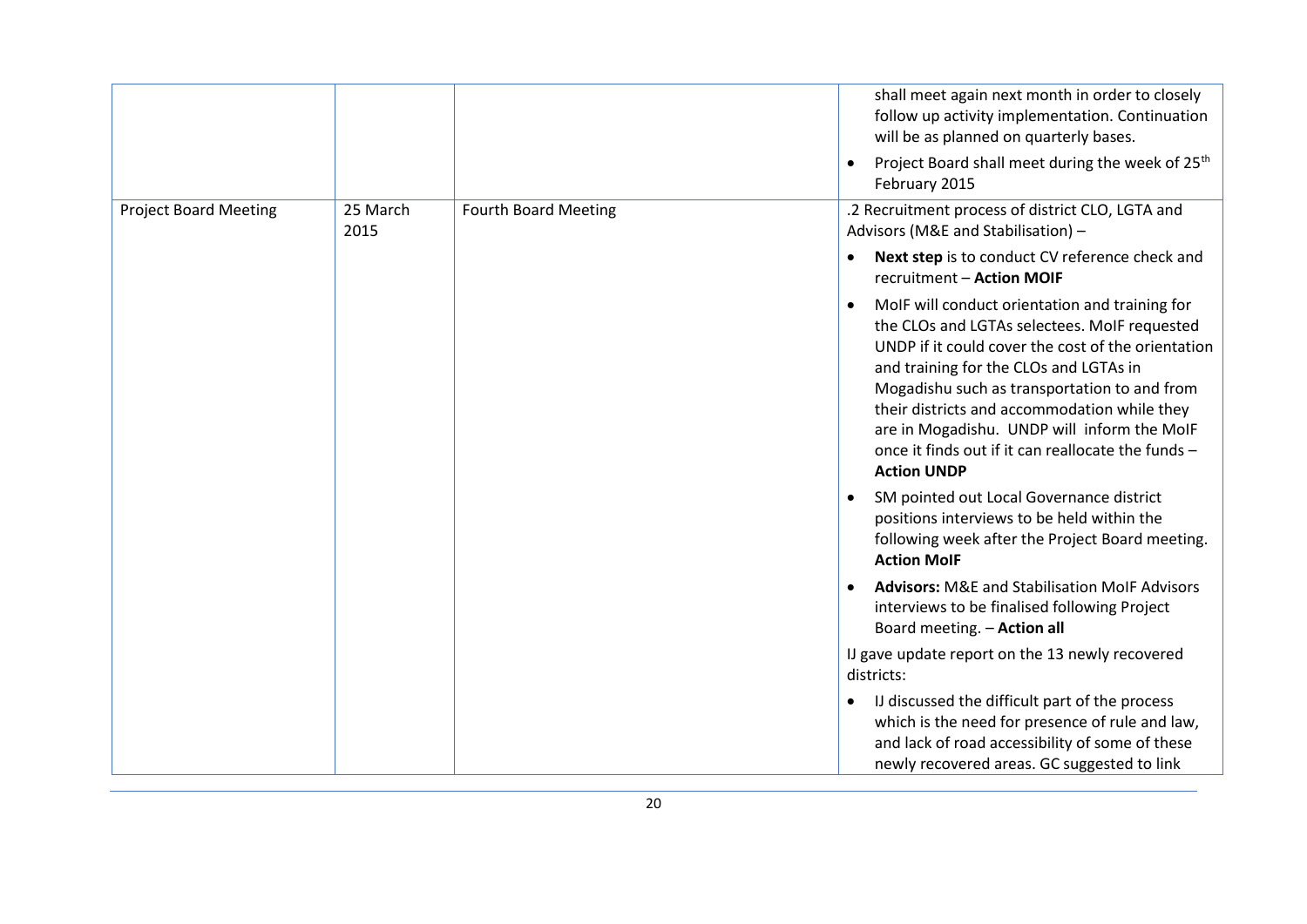|  |  |  |  |
|---|---|---|---|
|  |  |  | shall meet again next month in order to closely follow up activity implementation. Continuation will be as planned on quarterly bases.<br>• Project Board shall meet during the week of 25th February 2015 |
| Project Board Meeting | 25 March 2015 | Fourth Board Meeting | .2 Recruitment process of district CLO, LGTA and Advisors (M&E and Stabilisation) –<br>• **Next step** is to conduct CV reference check and recruitment – **Action MOIF**<br>• MoIF will conduct orientation and training for the CLOs and LGTAs selectees. MoIF requested UNDP if it could cover the cost of the orientation and training for the CLOs and LGTAs in Mogadishu such as transportation to and from their districts and accommodation while they are in Mogadishu. UNDP will inform the MoIF once it finds out if it can reallocate the funds – **Action UNDP**<br>• SM pointed out Local Governance district positions interviews to be held within the following week after the Project Board meeting. **Action MoIF**<br>• **Advisors:** M&E and Stabilisation MoIF Advisors interviews to be finalised following Project Board meeting. – **Action all**<br>IJ gave update report on the 13 newly recovered districts:<br>• IJ discussed the difficult part of the process which is the need for presence of rule and law, and lack of road accessibility of some of these newly recovered areas. GC suggested to link |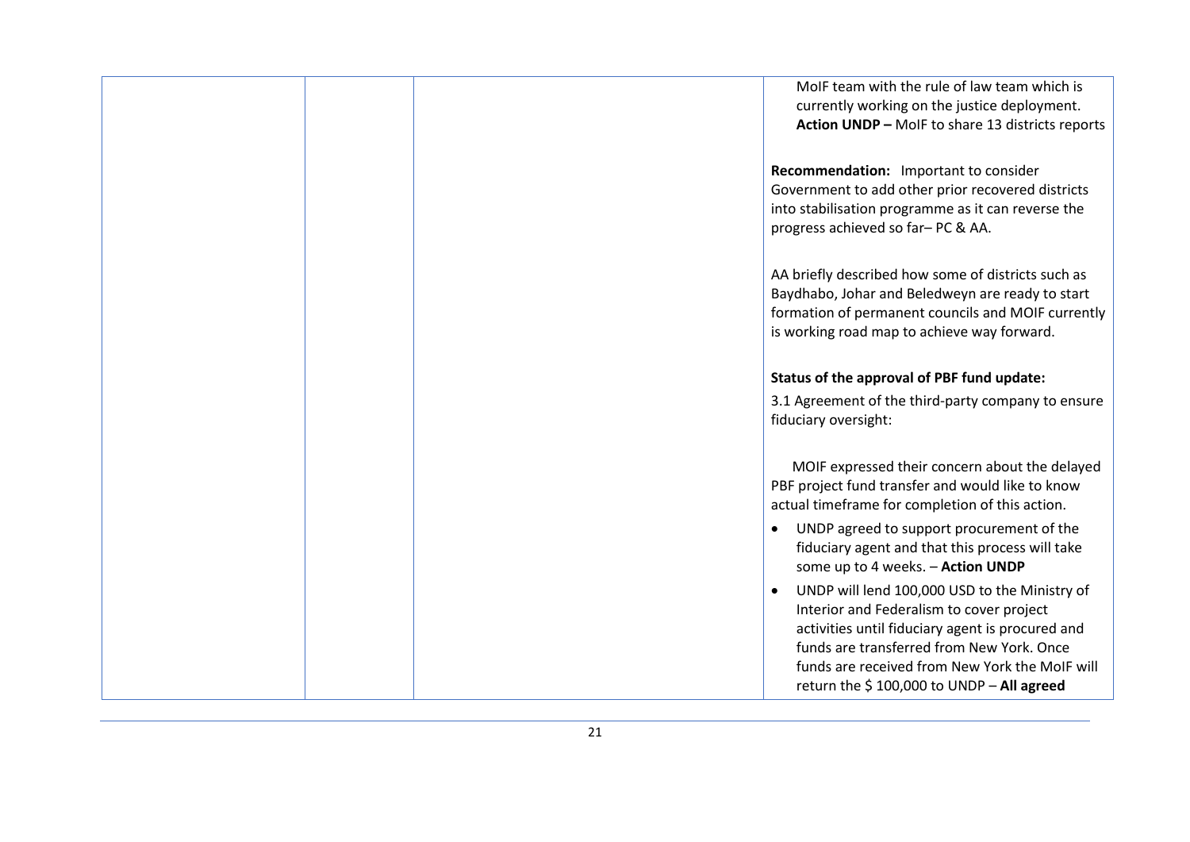| | | | MoIF team with the rule of law team which is currently working on the justice deployment. **Action UNDP –** MoIF to share 13 districts reports<br><br>**Recommendation:** Important to consider Government to add other prior recovered districts into stabilisation programme as it can reverse the progress achieved so far– PC & AA.<br><br>AA briefly described how some of districts such as Baydhabo, Johar and Beledweyn are ready to start formation of permanent councils and MOIF currently is working road map to achieve way forward.<br><br>**Status of the approval of PBF fund update:**<br>3.1 Agreement of the third-party company to ensure fiduciary oversight:<br><br>MOIF expressed their concern about the delayed PBF project fund transfer and would like to know actual timeframe for completion of this action.<br>• UNDP agreed to support procurement of the fiduciary agent and that this process will take some up to 4 weeks. – **Action UNDP**<br>• UNDP will lend 100,000 USD to the Ministry of Interior and Federalism to cover project activities until fiduciary agent is procured and funds are transferred from New York. Once funds are received from New York the MoIF will return the $ 100,000 to UNDP – **All agreed** |
|---|---|---|---|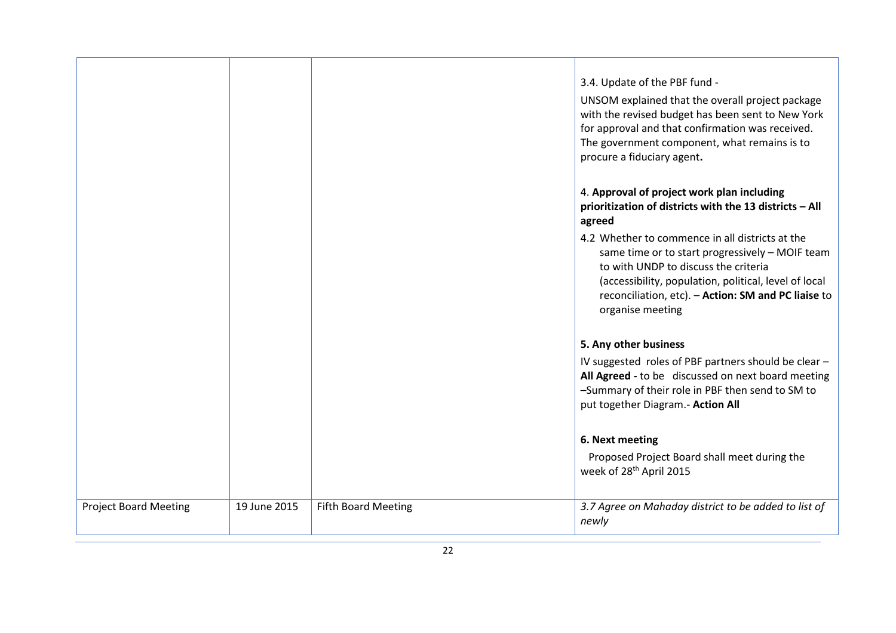| | | | |
|---|---|---|---|
| | | | 3.4. Update of the PBF fund -<br>UNSOM explained that the overall project package with the revised budget has been sent to New York for approval and that confirmation was received. The government component, what remains is to procure a fiduciary agent**.**<br><br>4. **Approval of project work plan including prioritization of districts with the 13 districts – All agreed**<br>4.2 Whether to commence in all districts at the same time or to start progressively – MOIF team to with UNDP to discuss the criteria (accessibility, population, political, level of local reconciliation, etc). – **Action: SM and PC liaise** to organise meeting<br><br>**5. Any other business**<br>IV suggested roles of PBF partners should be clear – **All Agreed -** to be discussed on next board meeting –Summary of their role in PBF then send to SM to put together Diagram.- **Action All**<br><br>**6. Next meeting**<br>Proposed Project Board shall meet during the week of 28th April 2015 |
| Project Board Meeting | 19 June 2015 | Fifth Board Meeting | *3.7 Agree on Mahaday district to be added to list of newly* |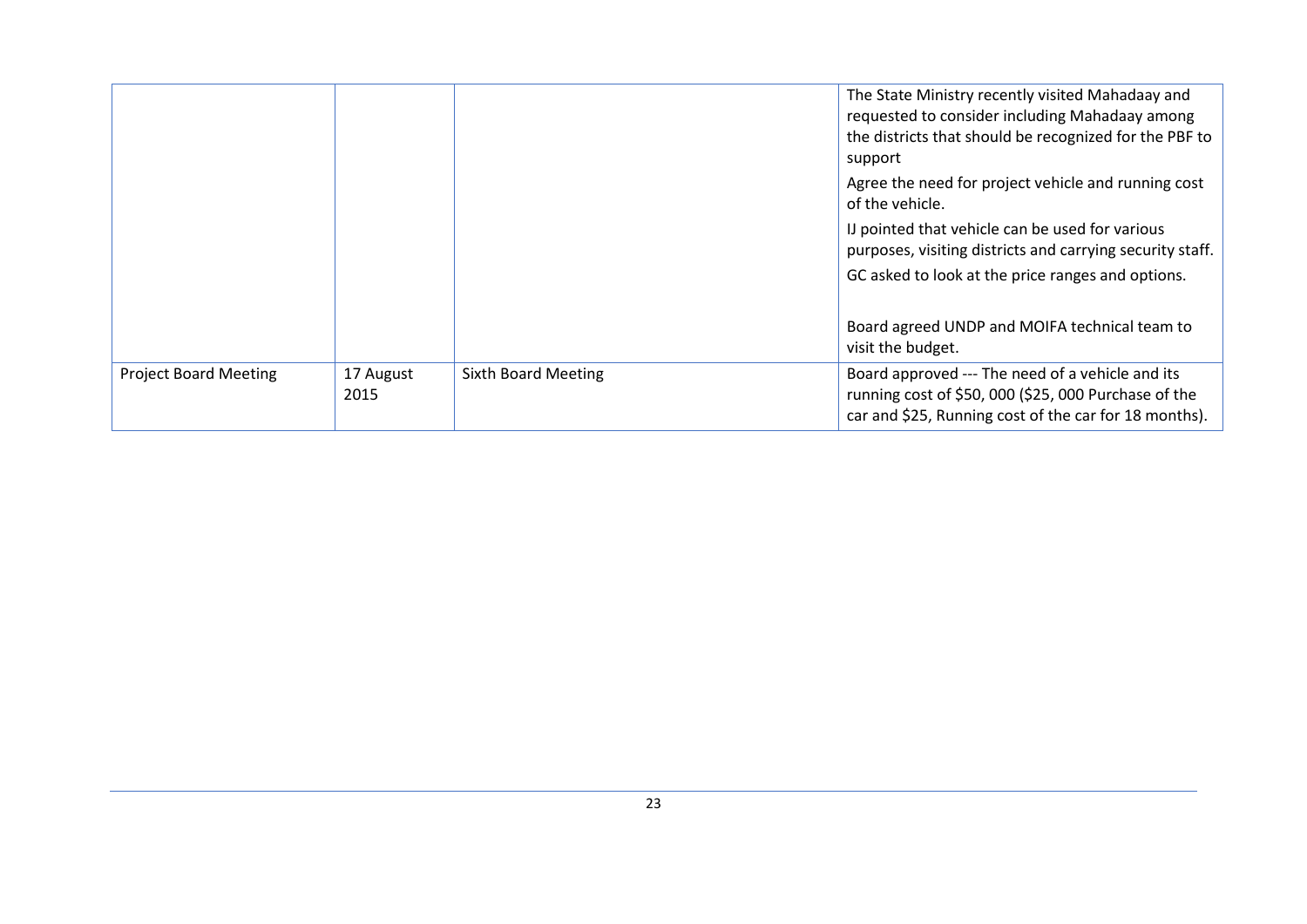| | | | |
|---|---|---|---|
| | | | The State Ministry recently visited Mahadaay and requested to consider including Mahadaay among the districts that should be recognized for the PBF to support<br><br>Agree the need for project vehicle and running cost of the vehicle.<br><br>IJ pointed that vehicle can be used for various purposes, visiting districts and carrying security staff.<br><br>GC asked to look at the price ranges and options.<br><br>Board agreed UNDP and MOIFA technical team to visit the budget. |
| Project Board Meeting | 17 August 2015 | Sixth Board Meeting | Board approved --- The need of a vehicle and its running cost of $50, 000 ($25, 000 Purchase of the car and $25, Running cost of the car for 18 months). |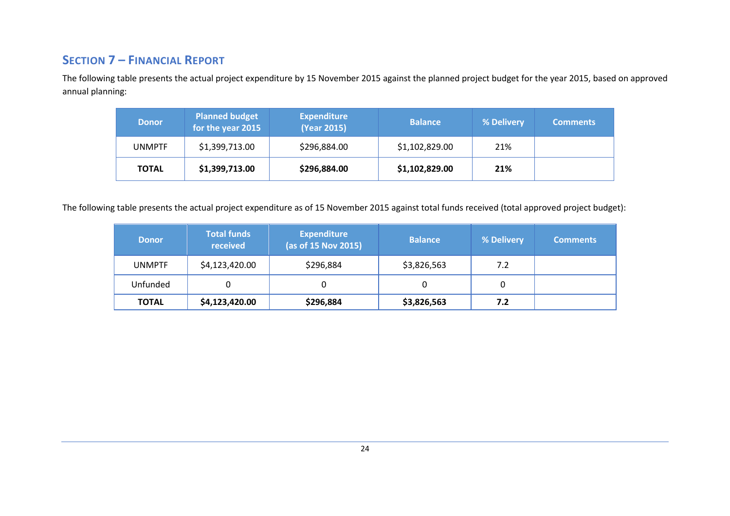## SECTION 7 – FINANCIAL REPORT

The following table presents the actual project expenditure by 15 November 2015 against the planned project budget for the year 2015, based on approved annual planning:

| Donor | Planned budget for the year 2015 | Expenditure (Year 2015) | Balance | % Delivery | Comments |
|---|---|---|---|---|---|
| UNMPTF | $1,399,713.00 | $296,884.00 | $1,102,829.00 | 21% | |
| **TOTAL** | **$1,399,713.00** | **$296,884.00** | **$1,102,829.00** | **21%** | |

The following table presents the actual project expenditure as of 15 November 2015 against total funds received (total approved project budget):

| Donor | Total funds received | Expenditure (as of 15 Nov 2015) | Balance | % Delivery | Comments |
|---|---|---|---|---|---|
| UNMPTF | $4,123,420.00 | $296,884 | $3,826,563 | 7.2 | |
| Unfunded | 0 | 0 | 0 | 0 | |
| **TOTAL** | **$4,123,420.00** | **$296,884** | **$3,826,563** | **7.2** | |